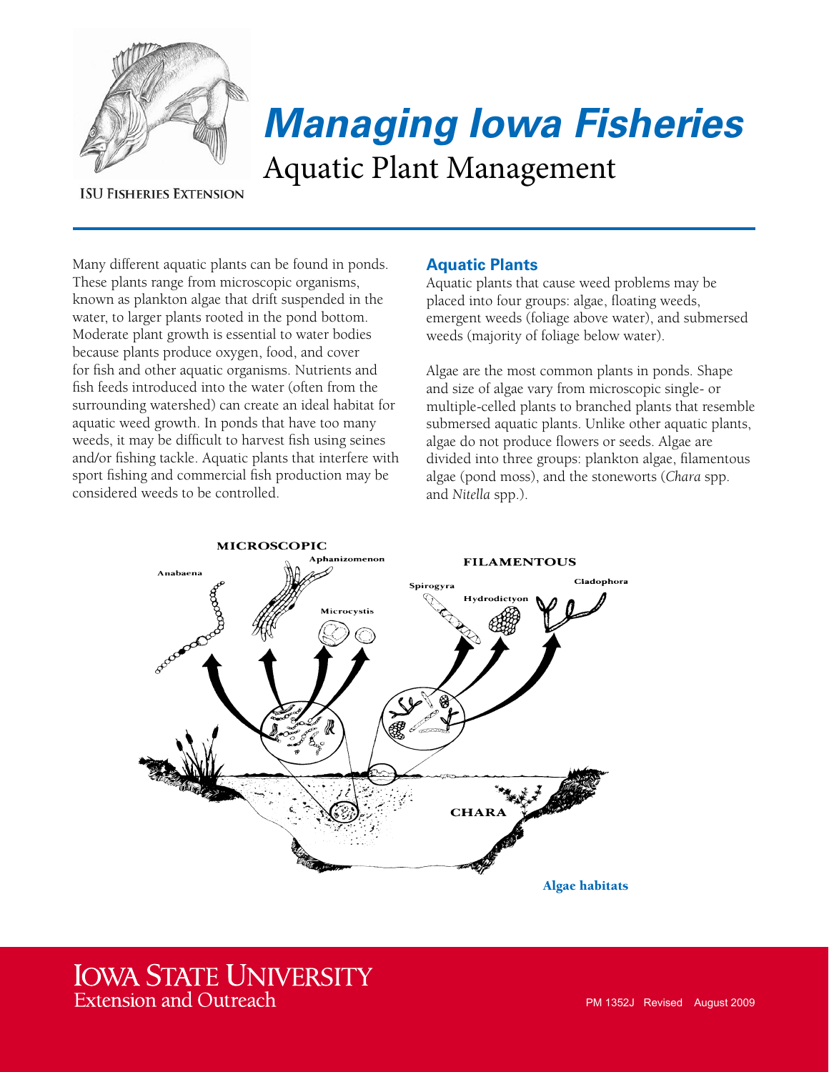# Managing Iowa Fisheries

## Aquatic Plant Management

ISU Fisheries Extension

Many different aquatic plants can be found in ponds. These plants range from microscopic organisms, known as plankton algae that drift suspended in the water, to larger plants rooted in the pond bottom. Moderate plant growth is essential to water bodies because plants produce oxygen, food, and cover for fish and other aquatic organisms. Nutrients and fish feeds introduced into the water (often from the surrounding watershed) can create an ideal habitat for aquatic weed growth. In ponds that have too many weeds, it may be difficult to harvest fish using seines and/or fishing tackle. Aquatic plants that interfere with sport fishing and commercial fish production may be considered weeds to be controlled.

### Aquatic Plants

Aquatic plants that cause weed problems may be placed into four groups: algae, floating weeds, emergent weeds (foliage above water), and submersed weeds (majority of foliage below water).

Algae are the most common plants in ponds. Shape and size of algae vary from microscopic single- or multiple-celled plants to branched plants that resemble submersed aquatic plants. Unlike other aquatic plants, algae do not produce flowers or seeds. Algae are divided into three groups: plankton algae, filamentous algae (pond moss), and the stoneworts (*Chara* spp. and *Nitella* spp.).

Algae habitats

PM 1352J Revised August 2009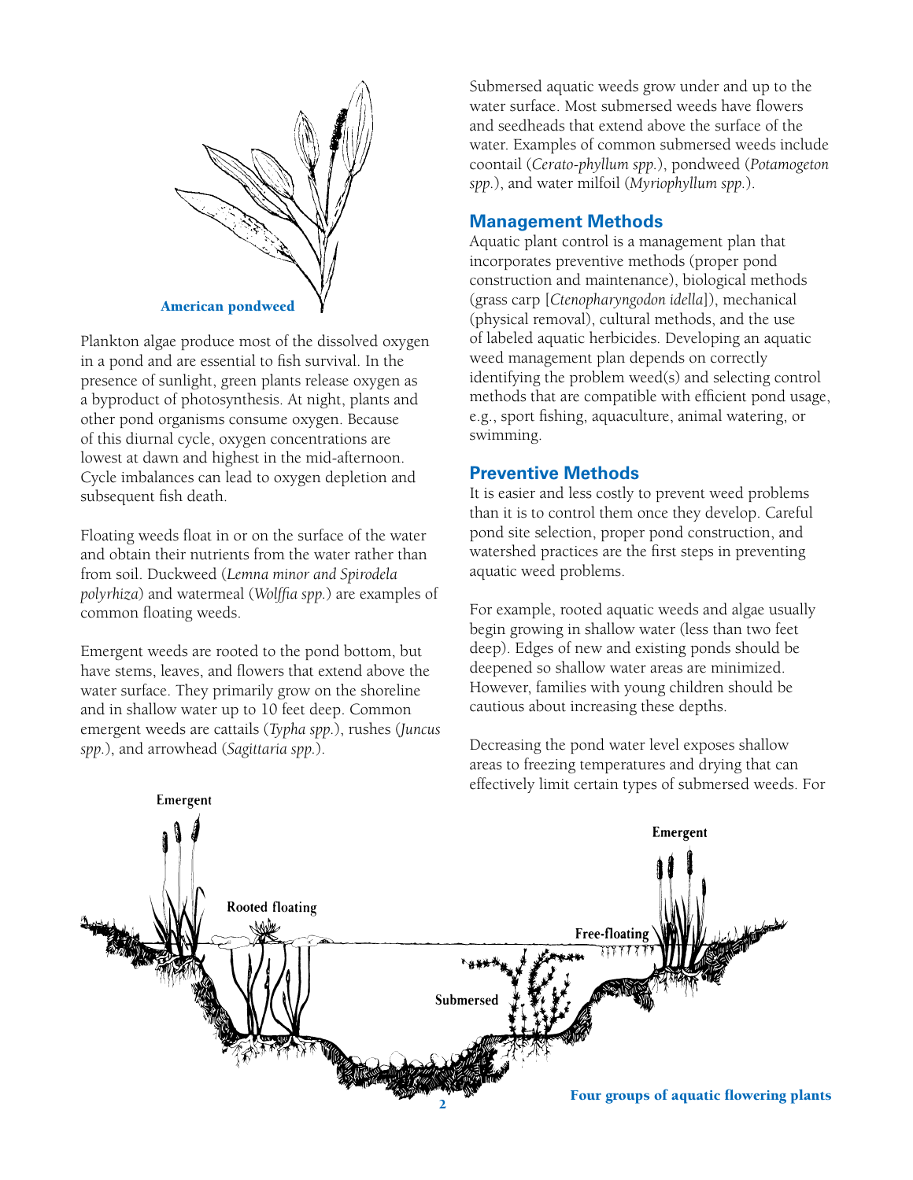American pondweed

Plankton algae produce most of the dissolved oxygen in a pond and are essential to fish survival. In the presence of sunlight, green plants release oxygen as a byproduct of photosynthesis. At night, plants and other pond organisms consume oxygen. Because of this diurnal cycle, oxygen concentrations are lowest at dawn and highest in the mid-afternoon. Cycle imbalances can lead to oxygen depletion and subsequent fish death.

Floating weeds float in or on the surface of the water and obtain their nutrients from the water rather than from soil. Duckweed (*Lemna minor and Spirodela polyrhiza*) and watermeal (*Wolffia spp.*) are examples of common floating weeds.

Emergent weeds are rooted to the pond bottom, but have stems, leaves, and flowers that extend above the water surface. They primarily grow on the shoreline and in shallow water up to 10 feet deep. Common emergent weeds are cattails (*Typha spp.*), rushes (*Juncus spp.*), and arrowhead (*Sagittaria spp.*).

Submersed aquatic weeds grow under and up to the water surface. Most submersed weeds have flowers and seedheads that extend above the surface of the water. Examples of common submersed weeds include coontail (*Cerato-phyllum spp.*), pondweed (*Potamogeton spp.*), and water milfoil (*Myriophyllum spp.*).

## Management Methods

Aquatic plant control is a management plan that incorporates preventive methods (proper pond construction and maintenance), biological methods (grass carp [*Ctenopharyngodon idella*]), mechanical (physical removal), cultural methods, and the use of labeled aquatic herbicides. Developing an aquatic weed management plan depends on correctly identifying the problem weed(s) and selecting control methods that are compatible with efficient pond usage, e.g., sport fishing, aquaculture, animal watering, or swimming.

## Preventive Methods

It is easier and less costly to prevent weed problems than it is to control them once they develop. Careful pond site selection, proper pond construction, and watershed practices are the first steps in preventing aquatic weed problems.

For example, rooted aquatic weeds and algae usually begin growing in shallow water (less than two feet deep). Edges of new and existing ponds should be deepened so shallow water areas are minimized. However, families with young children should be cautious about increasing these depths.

Decreasing the pond water level exposes shallow areas to freezing temperatures and drying that can effectively limit certain types of submersed weeds. For

Emergent — Rooted floating — Submersed — Free-floating — Emergent

Four groups of aquatic flowering plants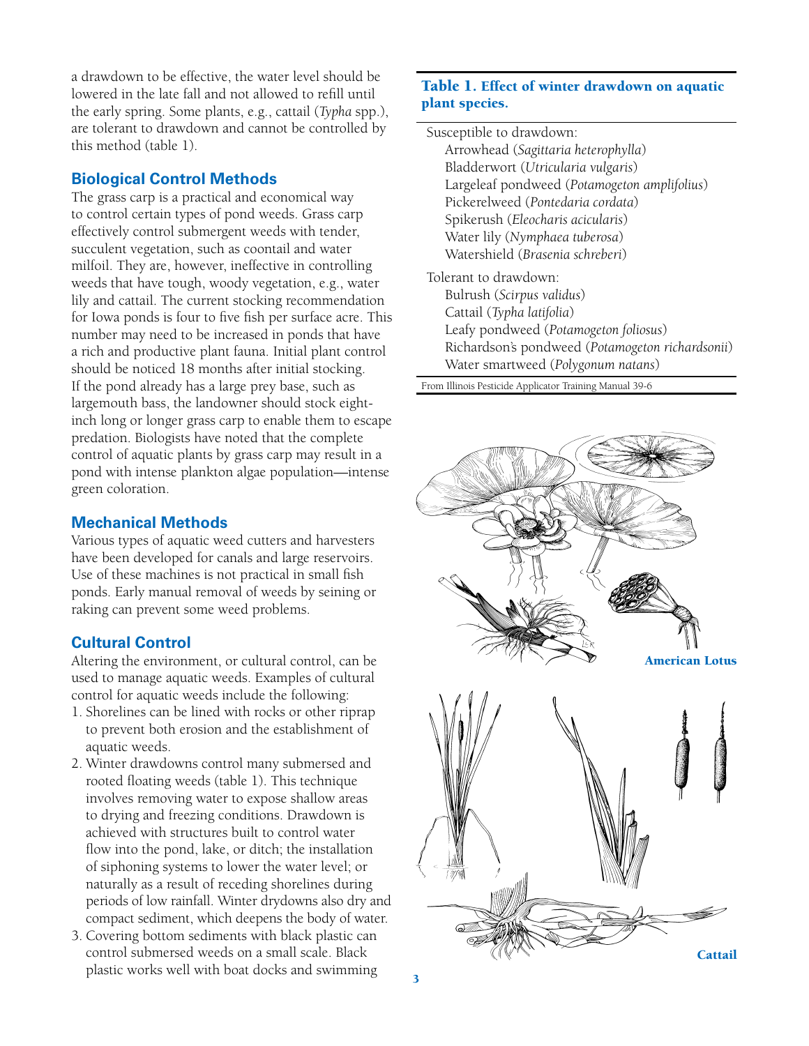a drawdown to be effective, the water level should be lowered in the late fall and not allowed to refill until the early spring. Some plants, e.g., cattail (*Typha* spp.), are tolerant to drawdown and cannot be controlled by this method (table 1).

## Biological Control Methods

The grass carp is a practical and economical way to control certain types of pond weeds. Grass carp effectively control submergent weeds with tender, succulent vegetation, such as coontail and water milfoil. They are, however, ineffective in controlling weeds that have tough, woody vegetation, e.g., water lily and cattail. The current stocking recommendation for Iowa ponds is four to five fish per surface acre. This number may need to be increased in ponds that have a rich and productive plant fauna. Initial plant control should be noticed 18 months after initial stocking. If the pond already has a large prey base, such as largemouth bass, the landowner should stock eight-inch long or longer grass carp to enable them to escape predation. Biologists have noted that the complete control of aquatic plants by grass carp may result in a pond with intense plankton algae population—intense green coloration.

## Mechanical Methods

Various types of aquatic weed cutters and harvesters have been developed for canals and large reservoirs. Use of these machines is not practical in small fish ponds. Early manual removal of weeds by seining or raking can prevent some weed problems.

## Cultural Control

Altering the environment, or cultural control, can be used to manage aquatic weeds. Examples of cultural control for aquatic weeds include the following:

1. Shorelines can be lined with rocks or other riprap to prevent both erosion and the establishment of aquatic weeds.
2. Winter drawdowns control many submersed and rooted floating weeds (table 1). This technique involves removing water to expose shallow areas to drying and freezing conditions. Drawdown is achieved with structures built to control water flow into the pond, lake, or ditch; the installation of siphoning systems to lower the water level; or naturally as a result of receding shorelines during periods of low rainfall. Winter drydowns also dry and compact sediment, which deepens the body of water.
3. Covering bottom sediments with black plastic can control submersed weeds on a small scale. Black plastic works well with boat docks and swimming

**Table 1. Effect of winter drawdown on aquatic plant species.**

| |
|---|
| Susceptible to drawdown: |
| Arrowhead (*Sagittaria heterophylla*) |
| Bladderwort (*Utricularia vulgaris*) |
| Largeleaf pondweed (*Potamogeton amplifolius*) |
| Pickerelweed (*Pontedaria cordata*) |
| Spikerush (*Eleocharis acicularis*) |
| Water lily (*Nymphaea tuberosa*) |
| Watershield (*Brasenia schreberi*) |
| Tolerant to drawdown: |
| Bulrush (*Scirpus validus*) |
| Cattail (*Typha latifolia*) |
| Leafy pondweed (*Potamogeton foliosus*) |
| Richardson's pondweed (*Potamogeton richardsonii*) |
| Water smartweed (*Polygonum natans*) |

From Illinois Pesticide Applicator Training Manual 39-6

American Lotus

Cattail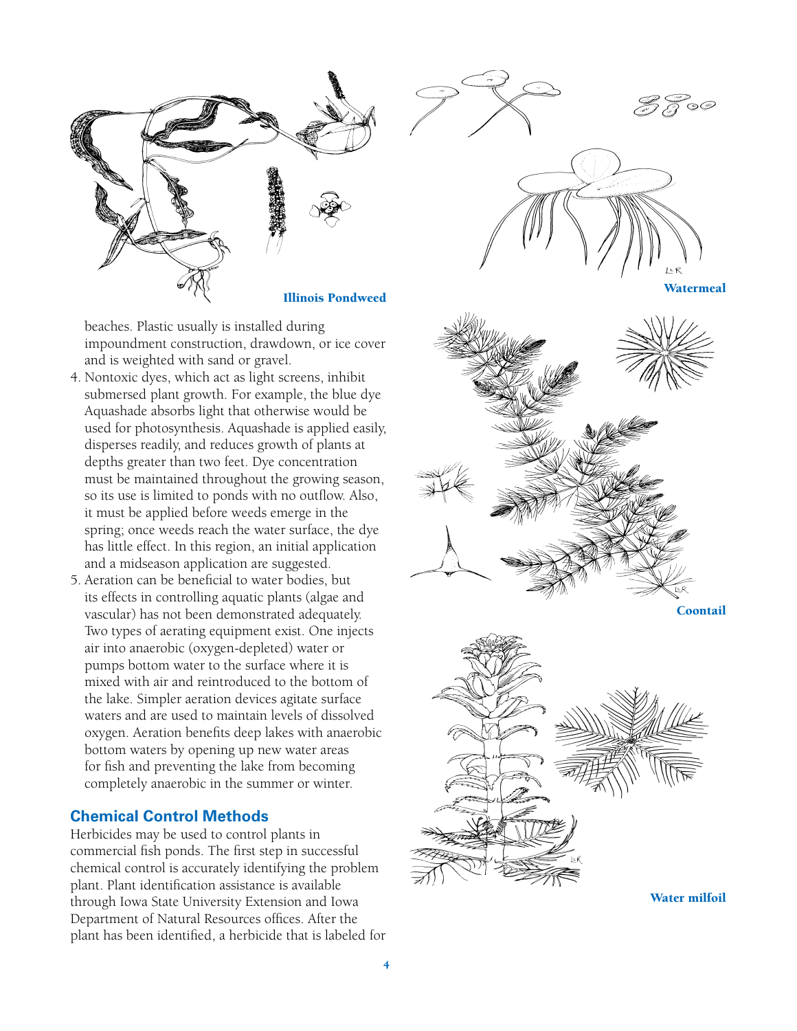Illinois Pondweed

Watermeal

beaches. Plastic usually is installed during impoundment construction, drawdown, or ice cover and is weighted with sand or gravel.

4. Nontoxic dyes, which act as light screens, inhibit submersed plant growth. For example, the blue dye Aquashade absorbs light that otherwise would be used for photosynthesis. Aquashade is applied easily, disperses readily, and reduces growth of plants at depths greater than two feet. Dye concentration must be maintained throughout the growing season, so its use is limited to ponds with no outflow. Also, it must be applied before weeds emerge in the spring; once weeds reach the water surface, the dye has little effect. In this region, an initial application and a midseason application are suggested.
5. Aeration can be beneficial to water bodies, but its effects in controlling aquatic plants (algae and vascular) has not been demonstrated adequately. Two types of aerating equipment exist. One injects air into anaerobic (oxygen-depleted) water or pumps bottom water to the surface where it is mixed with air and reintroduced to the bottom of the lake. Simpler aeration devices agitate surface waters and are used to maintain levels of dissolved oxygen. Aeration benefits deep lakes with anaerobic bottom waters by opening up new water areas for fish and preventing the lake from becoming completely anaerobic in the summer or winter.

## Chemical Control Methods

Herbicides may be used to control plants in commercial fish ponds. The first step in successful chemical control is accurately identifying the problem plant. Plant identification assistance is available through Iowa State University Extension and Iowa Department of Natural Resources offices. After the plant has been identified, a herbicide that is labeled for

Coontail

Water milfoil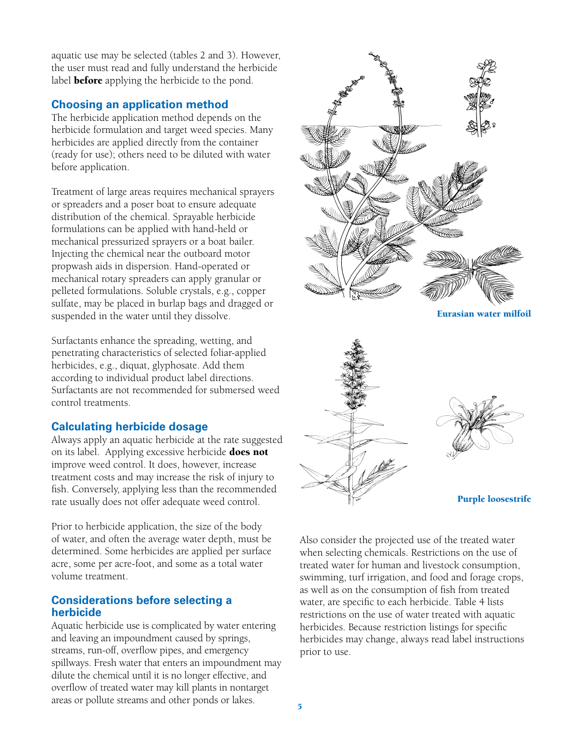aquatic use may be selected (tables 2 and 3). However, the user must read and fully understand the herbicide label **before** applying the herbicide to the pond.

## Choosing an application method

The herbicide application method depends on the herbicide formulation and target weed species. Many herbicides are applied directly from the container (ready for use); others need to be diluted with water before application.

Treatment of large areas requires mechanical sprayers or spreaders and a poser boat to ensure adequate distribution of the chemical. Sprayable herbicide formulations can be applied with hand-held or mechanical pressurized sprayers or a boat bailer. Injecting the chemical near the outboard motor propwash aids in dispersion. Hand-operated or mechanical rotary spreaders can apply granular or pelleted formulations. Soluble crystals, e.g., copper sulfate, may be placed in burlap bags and dragged or suspended in the water until they dissolve.

Surfactants enhance the spreading, wetting, and penetrating characteristics of selected foliar-applied herbicides, e.g., diquat, glyphosate. Add them according to individual product label directions. Surfactants are not recommended for submersed weed control treatments.

## Calculating herbicide dosage

Always apply an aquatic herbicide at the rate suggested on its label. Applying excessive herbicide **does not** improve weed control. It does, however, increase treatment costs and may increase the risk of injury to fish. Conversely, applying less than the recommended rate usually does not offer adequate weed control.

Prior to herbicide application, the size of the body of water, and often the average water depth, must be determined. Some herbicides are applied per surface acre, some per acre-foot, and some as a total water volume treatment.

## Considerations before selecting a herbicide

Aquatic herbicide use is complicated by water entering and leaving an impoundment caused by springs, streams, run-off, overflow pipes, and emergency spillways. Fresh water that enters an impoundment may dilute the chemical until it is no longer effective, and overflow of treated water may kill plants in nontarget areas or pollute streams and other ponds or lakes.

**Eurasian water milfoil**

**Purple loosestrife**

Also consider the projected use of the treated water when selecting chemicals. Restrictions on the use of treated water for human and livestock consumption, swimming, turf irrigation, and food and forage crops, as well as on the consumption of fish from treated water, are specific to each herbicide. Table 4 lists restrictions on the use of water treated with aquatic herbicides. Because restriction listings for specific herbicides may change, always read label instructions prior to use.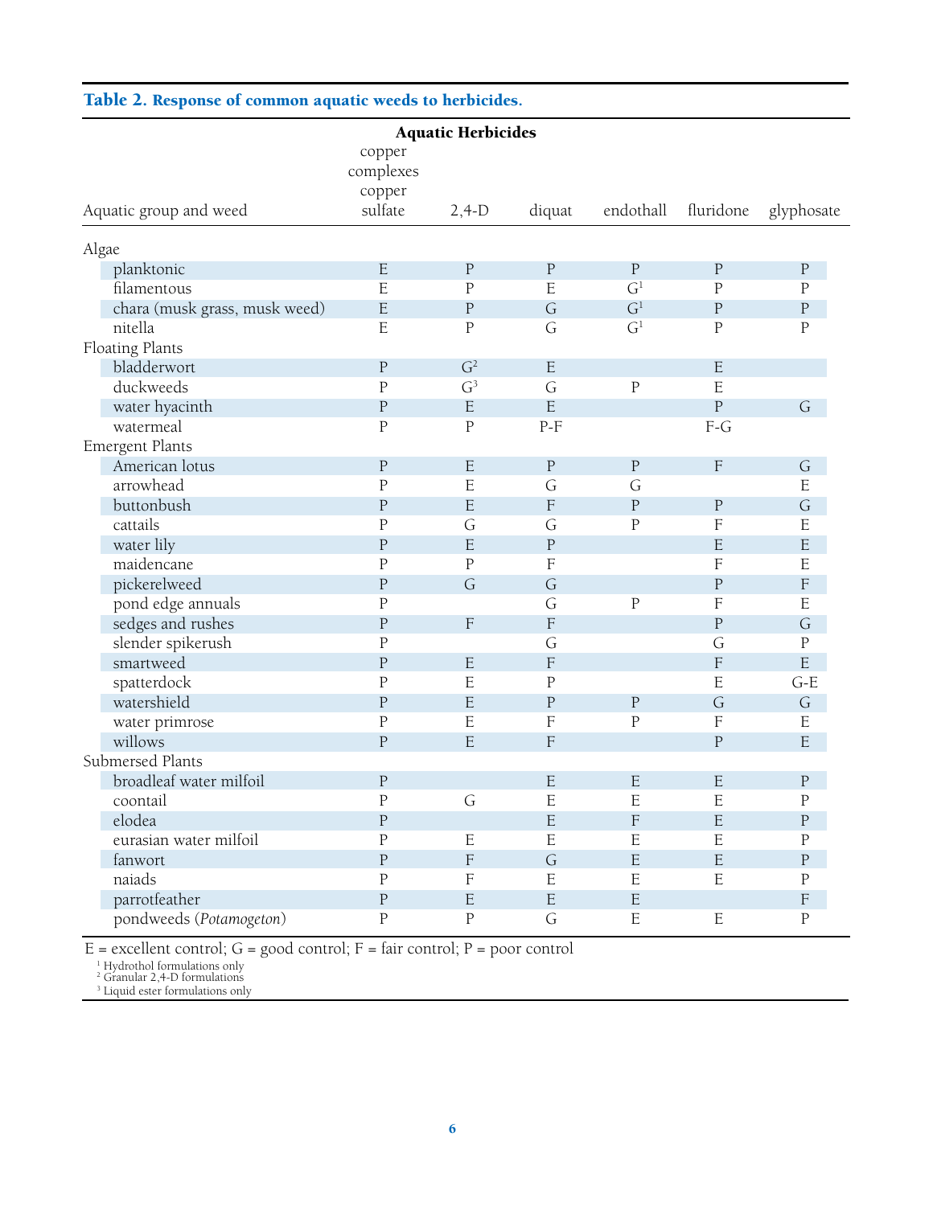**Table 2. Response of common aquatic weeds to herbicides.**

| Aquatic group and weed | Aquatic Herbicides | | | | | |
|---|---|---|---|---|---|---|
| | copper complexes copper sulfate | 2,4-D | diquat | endothall | fluridone | glyphosate |
| **Algae** | | | | | | |
| planktonic | E | P | P | P | P | P |
| filamentous | E | P | E | G[1] | P | P |
| chara (musk grass, musk weed) | E | P | G | G[1] | P | P |
| nitella | E | P | G | G[1] | P | P |
| **Floating Plants** | | | | | | |
| bladderwort | P | G[2] | E | | E | |
| duckweeds | P | G[3] | G | P | E | |
| water hyacinth | P | E | E | | P | G |
| watermeal | P | P | P-F | | F-G | |
| **Emergent Plants** | | | | | | |
| American lotus | P | E | P | P | F | G |
| arrowhead | P | E | G | G | | E |
| buttonbush | P | E | F | P | P | G |
| cattails | P | G | G | P | F | E |
| water lily | P | E | P | | E | E |
| maidencane | P | P | F | | F | E |
| pickerelweed | P | G | G | | P | F |
| pond edge annuals | P | | G | P | F | E |
| sedges and rushes | P | F | F | | P | G |
| slender spikerush | P | | G | | G | P |
| smartweed | P | E | F | | F | E |
| spatterdock | P | E | P | | E | G-E |
| watershield | P | E | P | P | G | G |
| water primrose | P | E | F | P | F | E |
| willows | P | E | F | | P | E |
| **Submersed Plants** | | | | | | |
| broadleaf water milfoil | P | | E | E | E | P |
| coontail | P | G | E | E | E | P |
| elodea | P | | E | F | E | P |
| eurasian water milfoil | P | E | E | E | E | P |
| fanwort | P | F | G | E | E | P |
| naiads | P | F | E | E | E | P |
| parrotfeather | P | E | E | E | | F |
| pondweeds (*Potamogeton*) | P | P | G | E | E | P |

E = excellent control; G = good control; F = fair control; P = poor control

[1] Hydrothol formulations only
[2] Granular 2,4-D formulations
[3] Liquid ester formulations only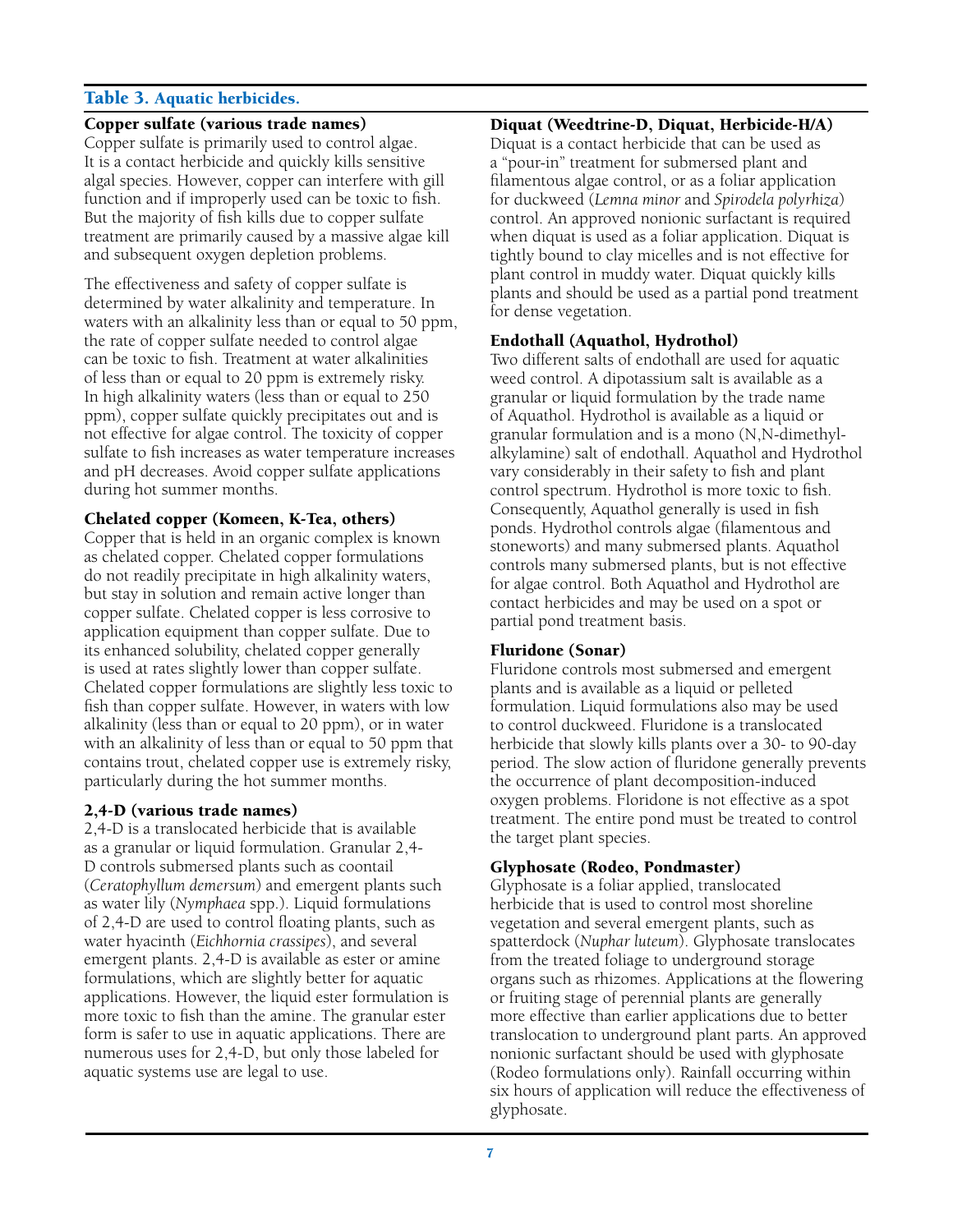## Table 3. Aquatic herbicides.

### Copper sulfate (various trade names)

Copper sulfate is primarily used to control algae. It is a contact herbicide and quickly kills sensitive algal species. However, copper can interfere with gill function and if improperly used can be toxic to fish. But the majority of fish kills due to copper sulfate treatment are primarily caused by a massive algae kill and subsequent oxygen depletion problems.

The effectiveness and safety of copper sulfate is determined by water alkalinity and temperature. In waters with an alkalinity less than or equal to 50 ppm, the rate of copper sulfate needed to control algae can be toxic to fish. Treatment at water alkalinities of less than or equal to 20 ppm is extremely risky. In high alkalinity waters (less than or equal to 250 ppm), copper sulfate quickly precipitates out and is not effective for algae control. The toxicity of copper sulfate to fish increases as water temperature increases and pH decreases. Avoid copper sulfate applications during hot summer months.

### Chelated copper (Komeen, K-Tea, others)

Copper that is held in an organic complex is known as chelated copper. Chelated copper formulations do not readily precipitate in high alkalinity waters, but stay in solution and remain active longer than copper sulfate. Chelated copper is less corrosive to application equipment than copper sulfate. Due to its enhanced solubility, chelated copper generally is used at rates slightly lower than copper sulfate. Chelated copper formulations are slightly less toxic to fish than copper sulfate. However, in waters with low alkalinity (less than or equal to 20 ppm), or in water with an alkalinity of less than or equal to 50 ppm that contains trout, chelated copper use is extremely risky, particularly during the hot summer months.

### 2,4-D (various trade names)

2,4-D is a translocated herbicide that is available as a granular or liquid formulation. Granular 2,4-D controls submersed plants such as coontail (*Ceratophyllum demersum*) and emergent plants such as water lily (*Nymphaea* spp.). Liquid formulations of 2,4-D are used to control floating plants, such as water hyacinth (*Eichhornia crassipes*), and several emergent plants. 2,4-D is available as ester or amine formulations, which are slightly better for aquatic applications. However, the liquid ester formulation is more toxic to fish than the amine. The granular ester form is safer to use in aquatic applications. There are numerous uses for 2,4-D, but only those labeled for aquatic systems use are legal to use.

### Diquat (Weedtrine-D, Diquat, Herbicide-H/A)

Diquat is a contact herbicide that can be used as a "pour-in" treatment for submersed plant and filamentous algae control, or as a foliar application for duckweed (*Lemna minor* and *Spirodela polyrhiza*) control. An approved nonionic surfactant is required when diquat is used as a foliar application. Diquat is tightly bound to clay micelles and is not effective for plant control in muddy water. Diquat quickly kills plants and should be used as a partial pond treatment for dense vegetation.

### Endothall (Aquathol, Hydrothol)

Two different salts of endothall are used for aquatic weed control. A dipotassium salt is available as a granular or liquid formulation by the trade name of Aquathol. Hydrothol is available as a liquid or granular formulation and is a mono (N,N-dimethyl-alkylamine) salt of endothall. Aquathol and Hydrothol vary considerably in their safety to fish and plant control spectrum. Hydrothol is more toxic to fish. Consequently, Aquathol generally is used in fish ponds. Hydrothol controls algae (filamentous and stoneworts) and many submersed plants. Aquathol controls many submersed plants, but is not effective for algae control. Both Aquathol and Hydrothol are contact herbicides and may be used on a spot or partial pond treatment basis.

### Fluridone (Sonar)

Fluridone controls most submersed and emergent plants and is available as a liquid or pelleted formulation. Liquid formulations also may be used to control duckweed. Fluridone is a translocated herbicide that slowly kills plants over a 30- to 90-day period. The slow action of fluridone generally prevents the occurrence of plant decomposition-induced oxygen problems. Floridone is not effective as a spot treatment. The entire pond must be treated to control the target plant species.

### Glyphosate (Rodeo, Pondmaster)

Glyphosate is a foliar applied, translocated herbicide that is used to control most shoreline vegetation and several emergent plants, such as spatterdock (*Nuphar luteum*). Glyphosate translocates from the treated foliage to underground storage organs such as rhizomes. Applications at the flowering or fruiting stage of perennial plants are generally more effective than earlier applications due to better translocation to underground plant parts. An approved nonionic surfactant should be used with glyphosate (Rodeo formulations only). Rainfall occurring within six hours of application will reduce the effectiveness of glyphosate.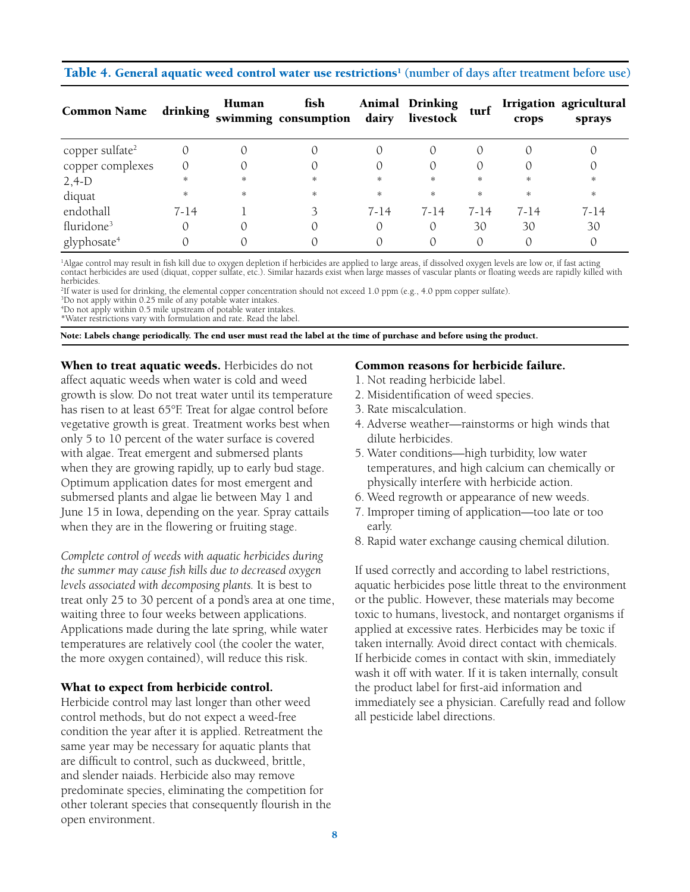**Table 4. General aquatic weed control water use restrictions[1] (number of days after treatment before use)**

| Common Name | drinking | Human swimming | fish consumption | Animal dairy | Drinking livestock | turf | Irrigation crops | agricultural sprays |
|---|---|---|---|---|---|---|---|---|
| copper sulfate[2] | 0 | 0 | 0 | 0 | 0 | 0 | 0 | 0 |
| copper complexes | 0 | 0 | 0 | 0 | 0 | 0 | 0 | 0 |
| 2,4-D | * | * | * | * | * | * | * | * |
| diquat | * | * | * | * | * | * | * | * |
| endothall | 7-14 | 1 | 3 | 7-14 | 7-14 | 7-14 | 7-14 | 7-14 |
| fluridone[3] | 0 | 0 | 0 | 0 | 0 | 30 | 30 | 30 |
| glyphosate[4] | 0 | 0 | 0 | 0 | 0 | 0 | 0 | 0 |

[1]Algae control may result in fish kill due to oxygen depletion if herbicides are applied to large areas, if dissolved oxygen levels are low or, if fast acting contact herbicides are used (diquat, copper sulfate, etc.). Similar hazards exist when large masses of vascular plants or floating weeds are rapidly killed with herbicides.
[2]If water is used for drinking, the elemental copper concentration should not exceed 1.0 ppm (e.g., 4.0 ppm copper sulfate).
[3]Do not apply within 0.25 mile of any potable water intakes.
[4]Do not apply within 0.5 mile upstream of potable water intakes.
*Water restrictions vary with formulation and rate. Read the label.

**Note: Labels change periodically. The end user must read the label at the time of purchase and before using the product.**

**When to treat aquatic weeds.** Herbicides do not affect aquatic weeds when water is cold and weed growth is slow. Do not treat water until its temperature has risen to at least 65°F. Treat for algae control before vegetative growth is great. Treatment works best when only 5 to 10 percent of the water surface is covered with algae. Treat emergent and submersed plants when they are growing rapidly, up to early bud stage. Optimum application dates for most emergent and submersed plants and algae lie between May 1 and June 15 in Iowa, depending on the year. Spray cattails when they are in the flowering or fruiting stage.

*Complete control of weeds with aquatic herbicides during the summer may cause fish kills due to decreased oxygen levels associated with decomposing plants.* It is best to treat only 25 to 30 percent of a pond's area at one time, waiting three to four weeks between applications. Applications made during the late spring, while water temperatures are relatively cool (the cooler the water, the more oxygen contained), will reduce this risk.

**What to expect from herbicide control.** Herbicide control may last longer than other weed control methods, but do not expect a weed-free condition the year after it is applied. Retreatment the same year may be necessary for aquatic plants that are difficult to control, such as duckweed, brittle, and slender naiads. Herbicide also may remove predominate species, eliminating the competition for other tolerant species that consequently flourish in the open environment.

**Common reasons for herbicide failure.**

1. Not reading herbicide label.
2. Misidentification of weed species.
3. Rate miscalculation.
4. Adverse weather—rainstorms or high winds that dilute herbicides.
5. Water conditions—high turbidity, low water temperatures, and high calcium can chemically or physically interfere with herbicide action.
6. Weed regrowth or appearance of new weeds.
7. Improper timing of application—too late or too early.
8. Rapid water exchange causing chemical dilution.

If used correctly and according to label restrictions, aquatic herbicides pose little threat to the environment or the public. However, these materials may become toxic to humans, livestock, and nontarget organisms if applied at excessive rates. Herbicides may be toxic if taken internally. Avoid direct contact with chemicals. If herbicide comes in contact with skin, immediately wash it off with water. If it is taken internally, consult the product label for first-aid information and immediately see a physician. Carefully read and follow all pesticide label directions.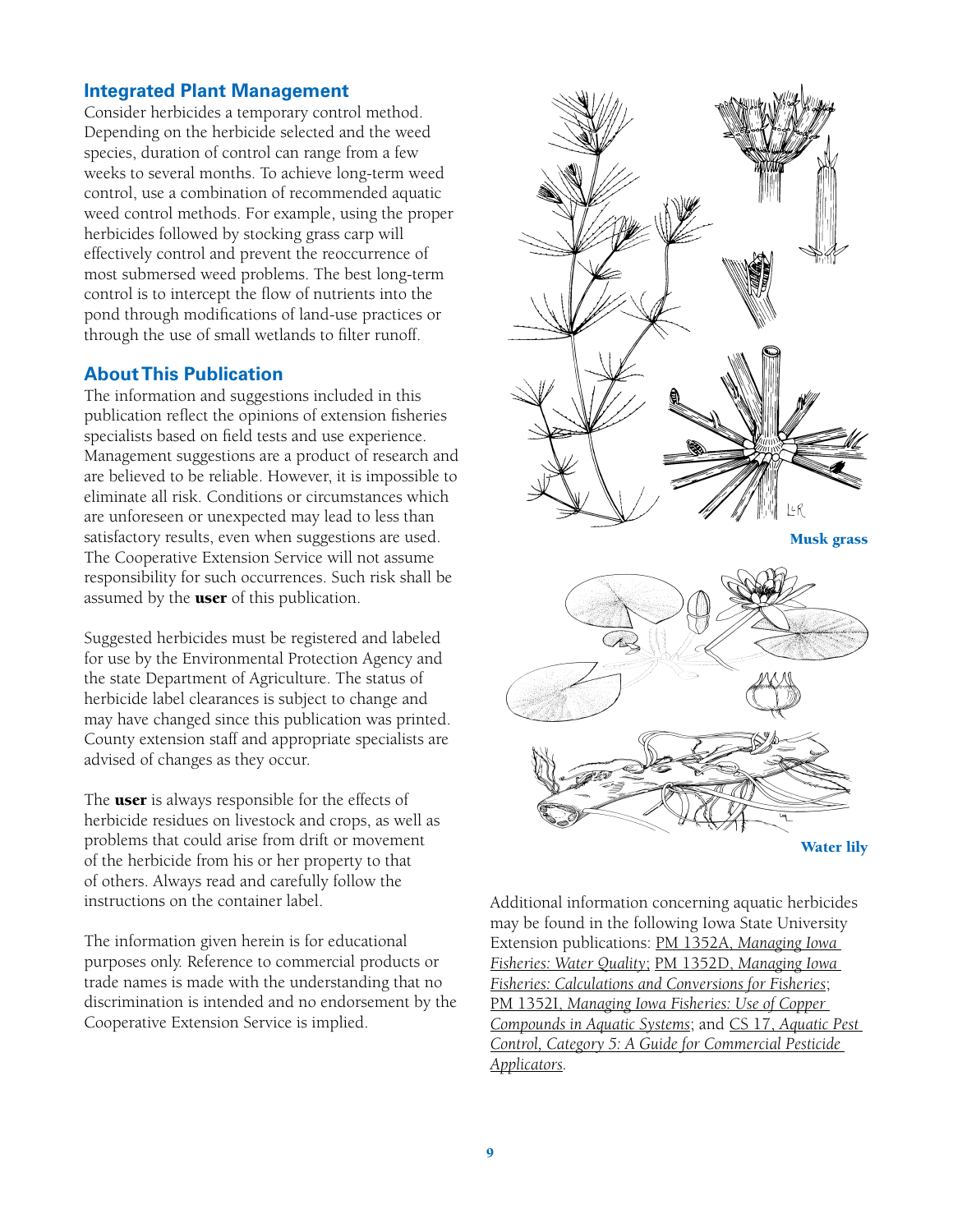## Integrated Plant Management

Consider herbicides a temporary control method. Depending on the herbicide selected and the weed species, duration of control can range from a few weeks to several months. To achieve long-term weed control, use a combination of recommended aquatic weed control methods. For example, using the proper herbicides followed by stocking grass carp will effectively control and prevent the reoccurrence of most submersed weed problems. The best long-term control is to intercept the flow of nutrients into the pond through modifications of land-use practices or through the use of small wetlands to filter runoff.

## About This Publication

The information and suggestions included in this publication reflect the opinions of extension fisheries specialists based on field tests and use experience. Management suggestions are a product of research and are believed to be reliable. However, it is impossible to eliminate all risk. Conditions or circumstances which are unforeseen or unexpected may lead to less than satisfactory results, even when suggestions are used. The Cooperative Extension Service will not assume responsibility for such occurrences. Such risk shall be assumed by the **user** of this publication.

Suggested herbicides must be registered and labeled for use by the Environmental Protection Agency and the state Department of Agriculture. The status of herbicide label clearances is subject to change and may have changed since this publication was printed. County extension staff and appropriate specialists are advised of changes as they occur.

The **user** is always responsible for the effects of herbicide residues on livestock and crops, as well as problems that could arise from drift or movement of the herbicide from his or her property to that of others. Always read and carefully follow the instructions on the container label.

The information given herein is for educational purposes only. Reference to commercial products or trade names is made with the understanding that no discrimination is intended and no endorsement by the Cooperative Extension Service is implied.

Musk grass

Water lily

Additional information concerning aquatic herbicides may be found in the following Iowa State University Extension publications: PM 1352A, *Managing Iowa Fisheries: Water Quality*; PM 1352D, *Managing Iowa Fisheries: Calculations and Conversions for Fisheries*; PM 1352I, *Managing Iowa Fisheries: Use of Copper Compounds in Aquatic Systems*; and CS 17, *Aquatic Pest Control, Category 5: A Guide for Commercial Pesticide Applicators*.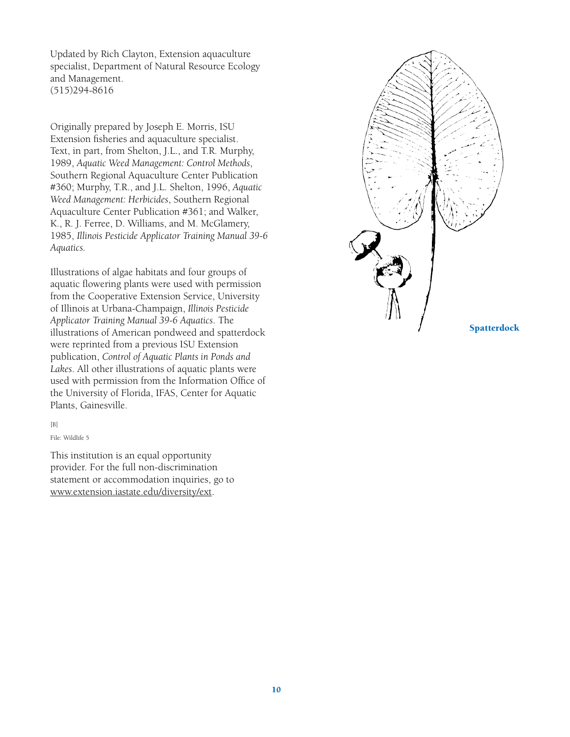Updated by Rich Clayton, Extension aquaculture specialist, Department of Natural Resource Ecology and Management.
(515)294-8616

Originally prepared by Joseph E. Morris, ISU Extension fisheries and aquaculture specialist. Text, in part, from Shelton, J.L., and T.R. Murphy, 1989, *Aquatic Weed Management: Control Methods*, Southern Regional Aquaculture Center Publication #360; Murphy, T.R., and J.L. Shelton, 1996, *Aquatic Weed Management: Herbicides*, Southern Regional Aquaculture Center Publication #361; and Walker, K., R. J. Ferree, D. Williams, and M. McGlamery, 1985, *Illinois Pesticide Applicator Training Manual 39-6 Aquatics*.

Illustrations of algae habitats and four groups of aquatic flowering plants were used with permission from the Cooperative Extension Service, University of Illinois at Urbana-Champaign, *Illinois Pesticide Applicator Training Manual 39-6 Aquatics*. The illustrations of American pondweed and spatterdock were reprinted from a previous ISU Extension publication, *Control of Aquatic Plants in Ponds and Lakes*. All other illustrations of aquatic plants were used with permission from the Information Office of the University of Florida, IFAS, Center for Aquatic Plants, Gainesville.

[B]

File: Wildlife 5

This institution is an equal opportunity provider. For the full non-discrimination statement or accommodation inquiries, go to www.extension.iastate.edu/diversity/ext.

**Spatterdock**